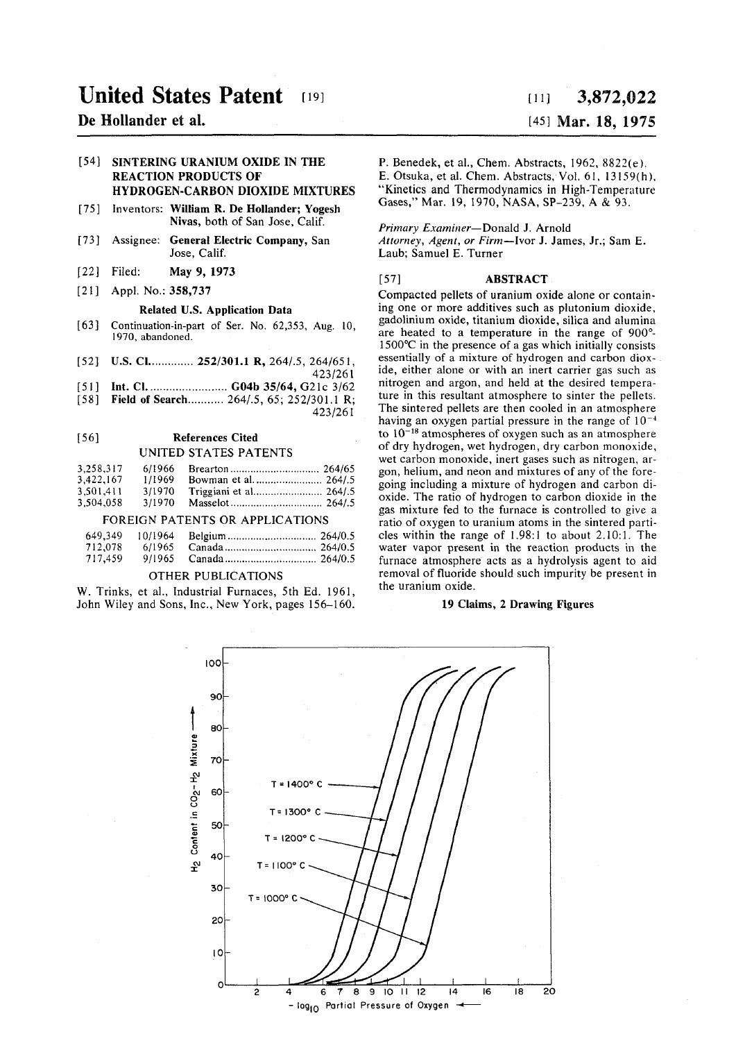# United States Patent [19]

**De Hollander et al.**

[11] **3,872,022**

[45] **Mar. 18, 1975**

[54] **SINTERING URANIUM OXIDE IN THE REACTION PRODUCTS OF HYDROGEN-CARBON DIOXIDE MIXTURES**

[75] Inventors: **William R. De Hollander; Yogesh Nivas**, both of San Jose, Calif.

[73] Assignee: **General Electric Company**, San Jose, Calif.

[22] Filed: **May 9, 1973**

[21] Appl. No.: **358,737**

### Related U.S. Application Data

[63] Continuation-in-part of Ser. No. 62,353, Aug. 10, 1970, abandoned.

[52] **U.S. Cl.** ............. **252/301.1 R,** 264/.5, 264/651, 423/261

[51] **Int. Cl.** ......................... **G04b 35/64,** G21c 3/62

[58] **Field of Search**........... 264/.5, 65; 252/301.1 R; 423/261

[56] **References Cited**

UNITED STATES PATENTS

| | | | |
|---|---|---|---|
| 3,258,317 | 6/1966 | Brearton | 264/65 |
| 3,422,167 | 1/1969 | Bowman et al. | 264/.5 |
| 3,501,411 | 3/1970 | Triggiani et al. | 264/.5 |
| 3,504,058 | 3/1970 | Masselot | 264/.5 |

FOREIGN PATENTS OR APPLICATIONS

| | | | |
|---|---|---|---|
| 649,349 | 10/1964 | Belgium | 264/0.5 |
| 712,078 | 6/1965 | Canada | 264/0.5 |
| 717,459 | 9/1965 | Canada | 264/0.5 |

OTHER PUBLICATIONS

W. Trinks, et al., Industrial Furnaces, 5th Ed. 1961, John Wiley and Sons, Inc., New York, pages 156–160.

P. Benedek, et al., Chem. Abstracts, 1962, 8822(e).
E. Otsuka, et al. Chem. Abstracts, Vol. 61, 13159(h), "Kinetics and Thermodynamics in High-Temperature Gases," Mar. 19, 1970, NASA, SP-239, A & 93.

*Primary Examiner*—Donald J. Arnold
*Attorney, Agent, or Firm*—Ivor J. James, Jr.; Sam E. Laub; Samuel E. Turner

[57] **ABSTRACT**

Compacted pellets of uranium oxide alone or containing one or more additives such as plutonium dioxide, gadolinium oxide, titanium dioxide, silica and alumina are heated to a temperature in the range of 900°-1500°C in the presence of a gas which initially consists essentially of a mixture of hydrogen and carbon dioxide, either alone or with an inert carrier gas such as nitrogen and argon, and held at the desired temperature in this resultant atmosphere to sinter the pellets. The sintered pellets are then cooled in an atmosphere having an oxygen partial pressure in the range of $10^{-4}$ to $10^{-18}$ atmospheres of oxygen such as an atmosphere of dry hydrogen, wet hydrogen, dry carbon monoxide, wet carbon monoxide, inert gases such as nitrogen, argon, helium, and neon and mixtures of any of the foregoing including a mixture of hydrogen and carbon dioxide. The ratio of hydrogen to carbon dioxide in the gas mixture fed to the furnace is controlled to give a ratio of oxygen to uranium atoms in the sintered particles within the range of 1.98:1 to about 2.10:1. The water vapor present in the reaction products in the furnace atmosphere acts as a hydrolysis agent to aid removal of fluoride should such impurity be present in the uranium oxide.

**19 Claims, 2 Drawing Figures**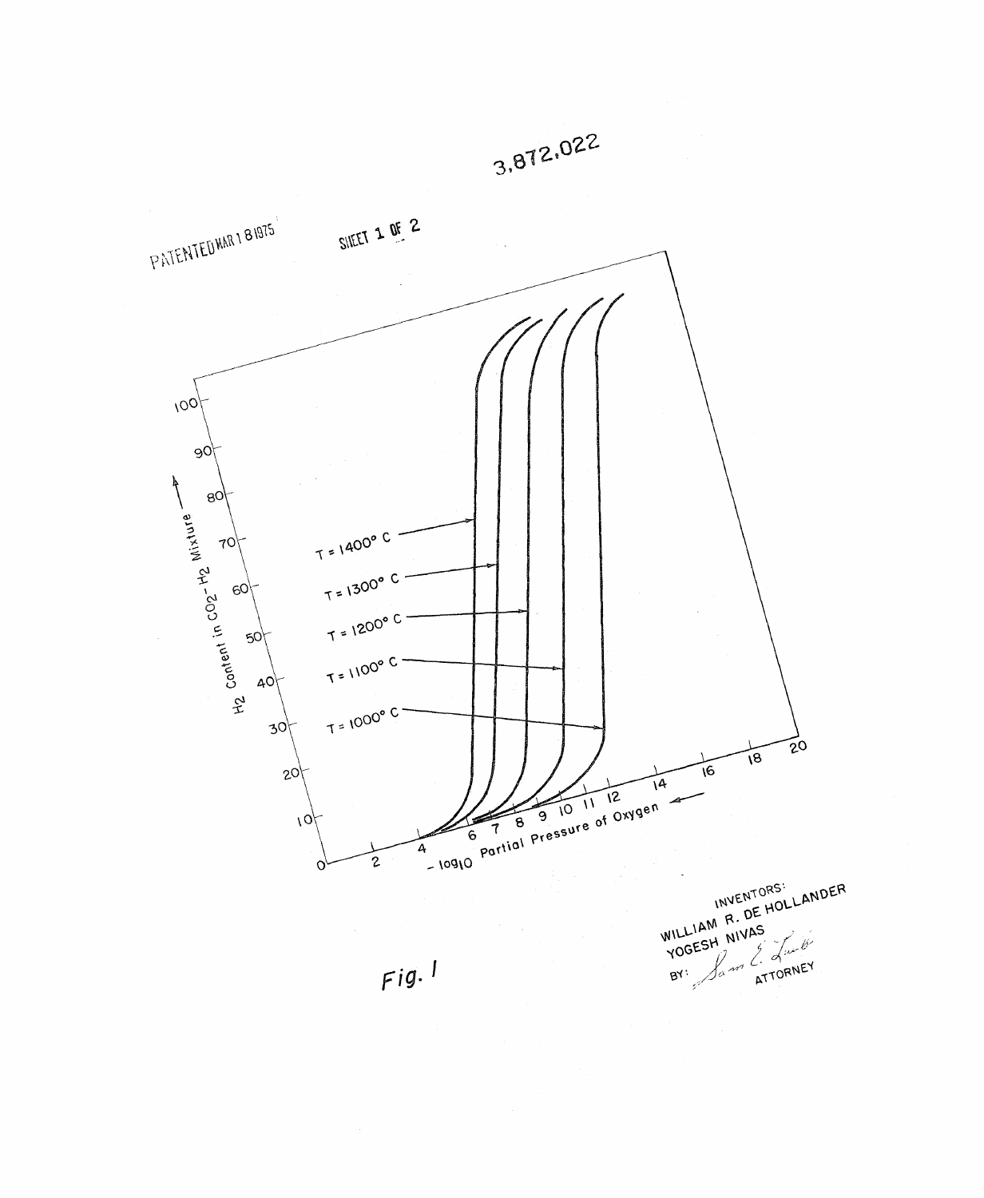*Fig. 1*

INVENTORS:
WILLIAM R. DE HOLLANDER
YOGESH NIVAS

BY: Sam E. Laub
ATTORNEY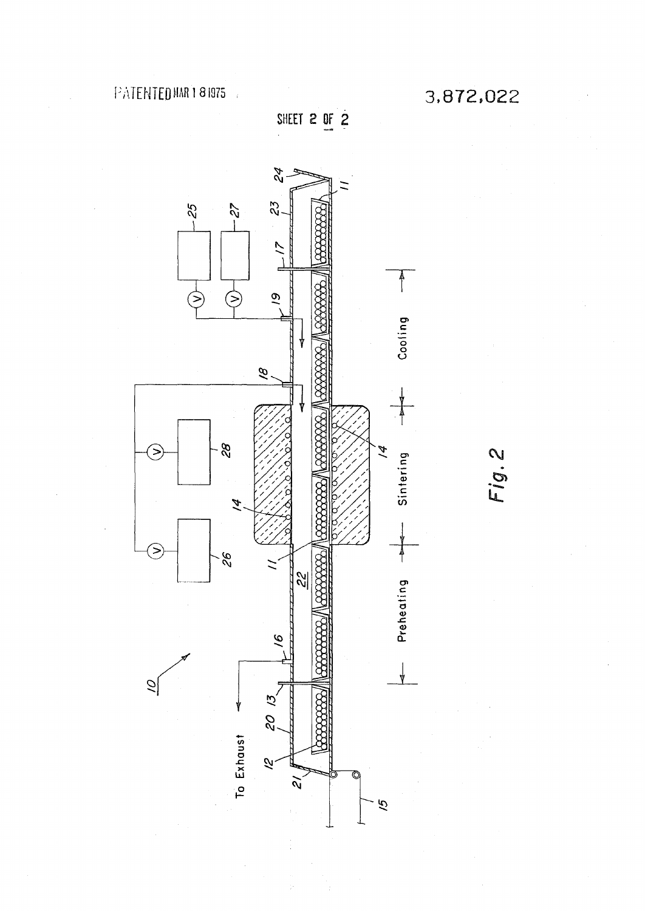Fig. 2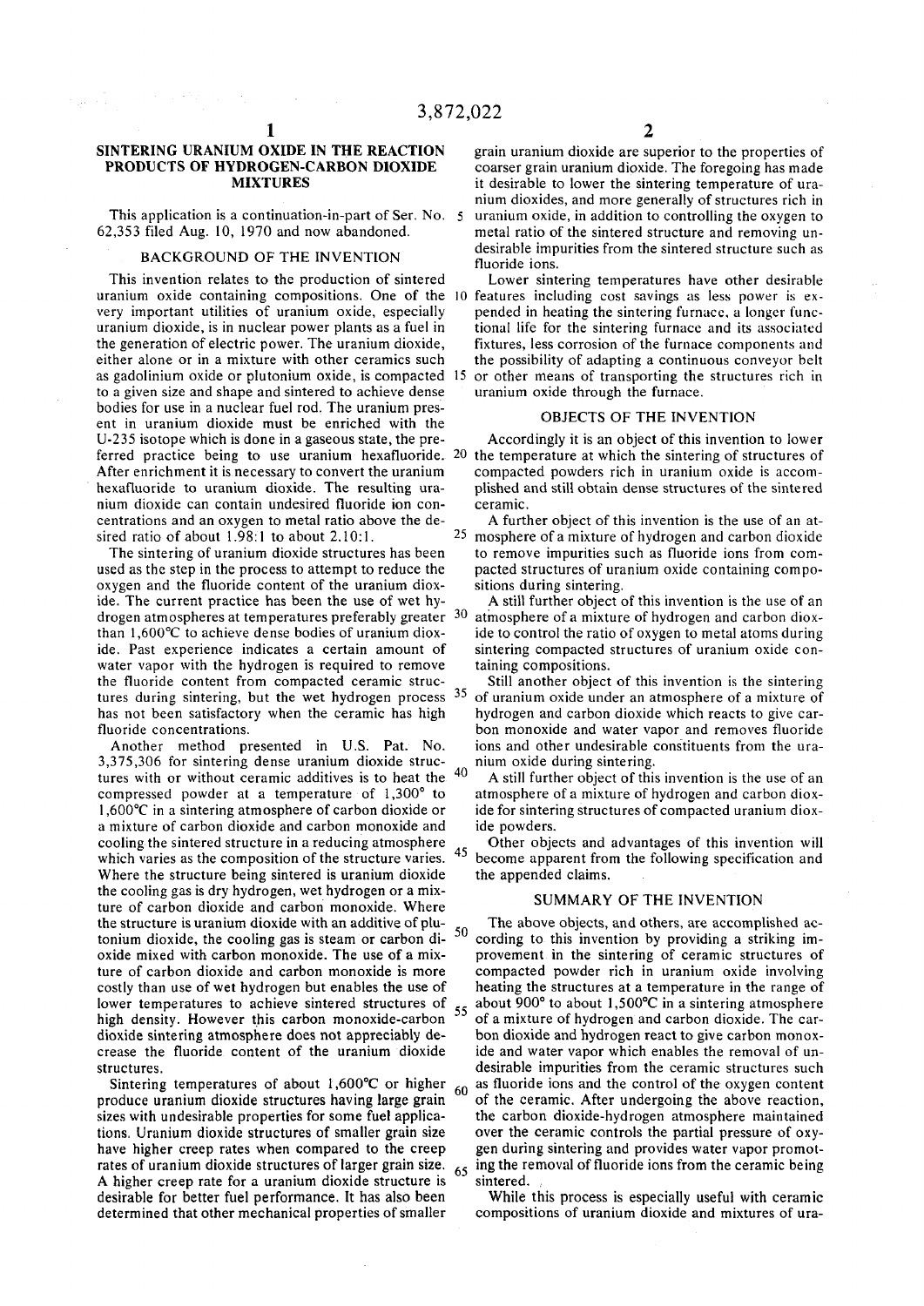## SINTERING URANIUM OXIDE IN THE REACTION PRODUCTS OF HYDROGEN-CARBON DIOXIDE MIXTURES

This application is a continuation-in-part of Ser. No. 62,353 filed Aug. 10, 1970 and now abandoned.

### BACKGROUND OF THE INVENTION

This invention relates to the production of sintered uranium oxide containing compositions. One of the very important utilities of uranium oxide, especially uranium dioxide, is in nuclear power plants as a fuel in the generation of electric power. The uranium dioxide, either alone or in a mixture with other ceramics such as gadolinium oxide or plutonium oxide, is compacted to a given size and shape and sintered to achieve dense bodies for use in a nuclear fuel rod. The uranium present in uranium dioxide must be enriched with the U-235 isotope which is done in a gaseous state, the preferred practice being to use uranium hexafluoride. After enrichment it is necessary to convert the uranium hexafluoride to uranium dioxide. The resulting uranium dioxide can contain undesired fluoride ion concentrations and an oxygen to metal ratio above the desired ratio of about 1.98:1 to about 2.10:1.

The sintering of uranium dioxide structures has been used as the step in the process to attempt to reduce the oxygen and the fluoride content of the uranium dioxide. The current practice has been the use of wet hydrogen atmospheres at temperatures preferably greater than 1,600°C to achieve dense bodies of uranium dioxide. Past experience indicates a certain amount of water vapor with the hydrogen is required to remove the fluoride content from compacted ceramic structures during sintering, but the wet hydrogen process has not been satisfactory when the ceramic has high fluoride concentrations.

Another method presented in U.S. Pat. No. 3,375,306 for sintering dense uranium dioxide structures with or without ceramic additives is to heat the compressed powder at a temperature of 1,300° to 1,600°C in a sintering atmosphere of carbon dioxide or a mixture of carbon dioxide and carbon monoxide and cooling the sintered structure in a reducing atmosphere which varies as the composition of the structure varies. Where the structure being sintered is uranium dioxide the cooling gas is dry hydrogen, wet hydrogen or a mixture of carbon dioxide and carbon monoxide. Where the structure is uranium dioxide with an additive of plutonium dioxide, the cooling gas is steam or carbon dioxide mixed with carbon monoxide. The use of a mixture of carbon dioxide and carbon monoxide is more costly than use of wet hydrogen but enables the use of lower temperatures to achieve sintered structures of high density. However this carbon monoxide-carbon dioxide sintering atmosphere does not appreciably decrease the fluoride content of the uranium dioxide structures.

Sintering temperatures of about 1,600°C or higher produce uranium dioxide structures having large grain sizes with undesirable properties for some fuel applications. Uranium dioxide structures of smaller grain size have higher creep rates when compared to the creep rates of uranium dioxide structures of larger grain size. A higher creep rate for a uranium dioxide structure is desirable for better fuel performance. It has also been determined that other mechanical properties of smaller grain uranium dioxide are superior to the properties of coarser grain uranium dioxide. The foregoing has made it desirable to lower the sintering temperature of uranium dioxides, and more generally of structures rich in uranium oxide, in addition to controlling the oxygen to metal ratio of the sintered structure and removing undesirable impurities from the sintered structure such as fluoride ions.

Lower sintering temperatures have other desirable features including cost savings as less power is expended in heating the sintering furnace, a longer functional life for the sintering furnace and its associated fixtures, less corrosion of the furnace components and the possibility of adapting a continuous conveyor belt or other means of transporting the structures rich in uranium oxide through the furnace.

### OBJECTS OF THE INVENTION

Accordingly it is an object of this invention to lower the temperature at which the sintering of structures of compacted powders rich in uranium oxide is accomplished and still obtain dense structures of the sintered ceramic.

A further object of this invention is the use of an atmosphere of a mixture of hydrogen and carbon dioxide to remove impurities such as fluoride ions from compacted structures of uranium oxide containing compositions during sintering.

A still further object of this invention is the use of an atmosphere of a mixture of hydrogen and carbon dioxide to control the ratio of oxygen to metal atoms during sintering compacted structures of uranium oxide containing compositions.

Still another object of this invention is the sintering of uranium oxide under an atmosphere of a mixture of hydrogen and carbon dioxide which reacts to give carbon monoxide and water vapor and removes fluoride ions and other undesirable constituents from the uranium oxide during sintering.

A still further object of this invention is the use of an atmosphere of a mixture of hydrogen and carbon dioxide for sintering structures of compacted uranium dioxide powders.

Other objects and advantages of this invention will become apparent from the following specification and the appended claims.

### SUMMARY OF THE INVENTION

The above objects, and others, are accomplished according to this invention by providing a striking improvement in the sintering of ceramic structures of compacted powder rich in uranium oxide involving heating the structures at a temperature in the range of about 900° to about 1,500°C in a sintering atmosphere of a mixture of hydrogen and carbon dioxide. The carbon dioxide and hydrogen react to give carbon monoxide and water vapor which enables the removal of undesirable impurities from the ceramic structures such as fluoride ions and the control of the oxygen content of the ceramic. After undergoing the above reaction, the carbon dioxide-hydrogen atmosphere maintained over the ceramic controls the partial pressure of oxygen during sintering and provides water vapor promoting the removal of fluoride ions from the ceramic being sintered.

While this process is especially useful with ceramic compositions of uranium dioxide and mixtures of ura-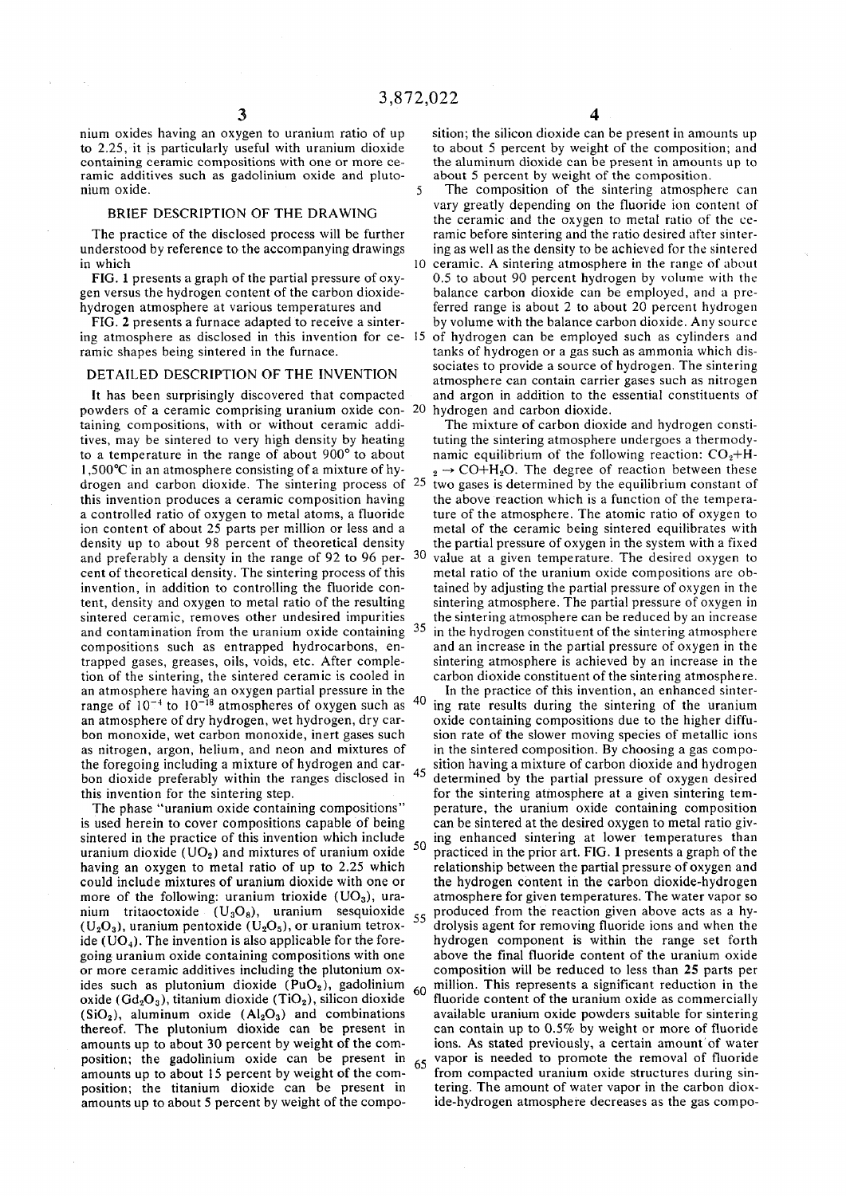nium oxides having an oxygen to uranium ratio of up to 2.25, it is particularly useful with uranium dioxide containing ceramic compositions with one or more ceramic additives such as gadolinium oxide and plutonium oxide.

## BRIEF DESCRIPTION OF THE DRAWING

The practice of the disclosed process will be further understood by reference to the accompanying drawings in which

FIG. 1 presents a graph of the partial pressure of oxygen versus the hydrogen content of the carbon dioxide-hydrogen atmosphere at various temperatures and

FIG. 2 presents a furnace adapted to receive a sintering atmosphere as disclosed in this invention for ceramic shapes being sintered in the furnace.

## DETAILED DESCRIPTION OF THE INVENTION

It has been surprisingly discovered that compacted powders of a ceramic comprising uranium oxide containing compositions, with or without ceramic additives, may be sintered to very high density by heating to a temperature in the range of about 900° to about 1,500°C in an atmosphere consisting of a mixture of hydrogen and carbon dioxide. The sintering process of this invention produces a ceramic composition having a controlled ratio of oxygen to metal atoms, a fluoride ion content of about 25 parts per million or less and a density up to about 98 percent of theoretical density and preferably a density in the range of 92 to 96 percent of theoretical density. The sintering process of this invention, in addition to controlling the fluoride content, density and oxygen to metal ratio of the resulting sintered ceramic, removes other undesired impurities and contamination from the uranium oxide containing compositions such as entrapped hydrocarbons, entrapped gases, greases, oils, voids, etc. After completion of the sintering, the sintered ceramic is cooled in an atmosphere having an oxygen partial pressure in the range of $10^{-4}$ to $10^{-18}$ atmospheres of oxygen such as an atmosphere of dry hydrogen, wet hydrogen, dry carbon monoxide, wet carbon monoxide, inert gases such as nitrogen, argon, helium, and neon and mixtures of the foregoing including a mixture of hydrogen and carbon dioxide preferably within the ranges disclosed in this invention for the sintering step.

The phase "uranium oxide containing compositions" is used herein to cover compositions capable of being sintered in the practice of this invention which include uranium dioxide ($UO_2$) and mixtures of uranium oxide having an oxygen to metal ratio of up to 2.25 which could include mixtures of uranium dioxide with one or more of the following: uranium trioxide ($UO_3$), uranium tritaoctoxide ($U_3O_8$), uranium sesquioxide ($U_2O_3$), uranium pentoxide ($U_2O_5$), or uranium tetroxide ($UO_4$). The invention is also applicable for the foregoing uranium oxide containing compositions with one or more ceramic additives including the plutonium oxides such as plutonium dioxide ($PuO_2$), gadolinium oxide ($Gd_2O_3$), titanium dioxide ($TiO_2$), silicon dioxide ($SiO_2$), aluminum oxide ($Al_2O_3$) and combinations thereof. The plutonium dioxide can be present in amounts up to about 30 percent by weight of the composition; the gadolinium oxide can be present in amounts up to about 15 percent by weight of the composition; the titanium dioxide can be present in amounts up to about 5 percent by weight of the composition; the silicon dioxide can be present in amounts up to about 5 percent by weight of the composition; and the aluminum dioxide can be present in amounts up to about 5 percent by weight of the composition.

The composition of the sintering atmosphere can vary greatly depending on the fluoride ion content of the ceramic and the oxygen to metal ratio of the ceramic before sintering and the ratio desired after sintering as well as the density to be achieved for the sintered ceramic. A sintering atmosphere in the range of about 0.5 to about 90 percent hydrogen by volume with the balance carbon dioxide can be employed, and a preferred range is about 2 to about 20 percent hydrogen by volume with the balance carbon dioxide. Any source of hydrogen can be employed such as cylinders and tanks of hydrogen or a gas such as ammonia which dissociates to provide a source of hydrogen. The sintering atmosphere can contain carrier gases such as nitrogen and argon in addition to the essential constituents of hydrogen and carbon dioxide.

The mixture of carbon dioxide and hydrogen constituting the sintering atmosphere undergoes a thermodynamic equilibrium of the following reaction: $CO_2+H_2 \rightarrow CO+H_2O$. The degree of reaction between these two gases is determined by the equilibrium constant of the above reaction which is a function of the temperature of the atmosphere. The atomic ratio of oxygen to metal of the ceramic being sintered equilibrates with the partial pressure of oxygen in the system with a fixed value at a given temperature. The desired oxygen to metal ratio of the uranium oxide compositions are obtained by adjusting the partial pressure of oxygen in the sintering atmosphere. The partial pressure of oxygen in the sintering atmosphere can be reduced by an increase in the hydrogen constituent of the sintering atmosphere and an increase in the partial pressure of oxygen in the sintering atmosphere is achieved by an increase in the carbon dioxide constituent of the sintering atmosphere.

In the practice of this invention, an enhanced sintering rate results during the sintering of the uranium oxide containing compositions due to the higher diffusion rate of the slower moving species of metallic ions in the sintered composition. By choosing a gas composition having a mixture of carbon dioxide and hydrogen determined by the partial pressure of oxygen desired for the sintering atmosphere at a given sintering temperature, the uranium oxide containing composition can be sintered at the desired oxygen to metal ratio giving enhanced sintering at lower temperatures than practiced in the prior art. FIG. 1 presents a graph of the relationship between the partial pressure of oxygen and the hydrogen content in the carbon dioxide-hydrogen atmosphere for given temperatures. The water vapor so produced from the reaction given above acts as a hydrolysis agent for removing fluoride ions and when the hydrogen component is within the range set forth above the final fluoride content of the uranium oxide composition will be reduced to less than **25** parts per million. This represents a significant reduction in the fluoride content of the uranium oxide as commercially available uranium oxide powders suitable for sintering can contain up to 0.5% by weight or more of fluoride ions. As stated previously, a certain amount of water vapor is needed to promote the removal of fluoride from compacted uranium oxide structures during sintering. The amount of water vapor in the carbon dioxide-hydrogen atmosphere decreases as the gas compo-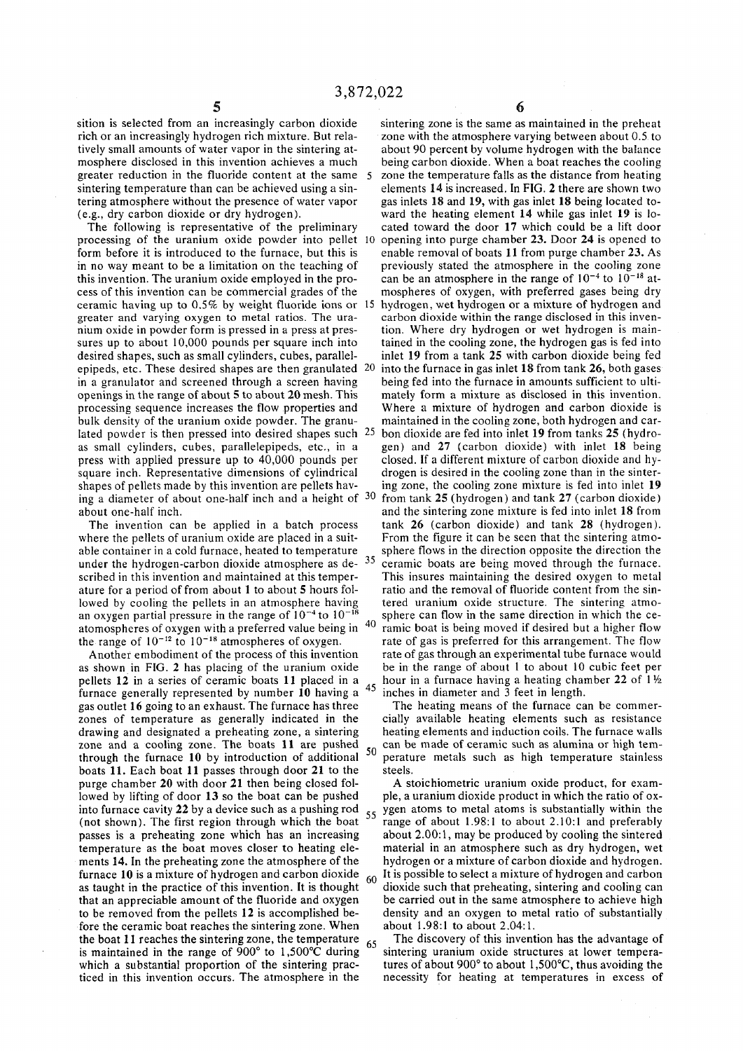sition is selected from an increasingly carbon dioxide rich or an increasingly hydrogen rich mixture. But relatively small amounts of water vapor in the sintering atmosphere disclosed in this invention achieves a much greater reduction in the fluoride content at the same sintering temperature than can be achieved using a sintering atmosphere without the presence of water vapor (e.g., dry carbon dioxide or dry hydrogen).

The following is representative of the preliminary processing of the uranium oxide powder into pellet form before it is introduced to the furnace, but this is in no way meant to be a limitation on the teaching of this invention. The uranium oxide employed in the process of this invention can be commercial grades of the ceramic having up to 0.5% by weight fluoride ions or greater and varying oxygen to metal ratios. The uranium oxide in powder form is pressed in a press at pressures up to about 10,000 pounds per square inch into desired shapes, such as small cylinders, cubes, parallelepipeds, etc. These desired shapes are then granulated in a granulator and screened through a screen having openings in the range of about 5 to about 20 mesh. This processing sequence increases the flow properties and bulk density of the uranium oxide powder. The granulated powder is then pressed into desired shapes such as small cylinders, cubes, parallelepipeds, etc., in a press with applied pressure up to 40,000 pounds per square inch. Representative dimensions of cylindrical shapes of pellets made by this invention are pellets having a diameter of about one-half inch and a height of about one-half inch.

The invention can be applied in a batch process where the pellets of uranium oxide are placed in a suitable container in a cold furnace, heated to temperature under the hydrogen-carbon dioxide atmosphere as described in this invention and maintained at this temperature for a period of from about 1 to about 5 hours followed by cooling the pellets in an atmosphere having an oxygen partial pressure in the range of $10^{-4}$ to $10^{-18}$ atomospheres of oxygen with a preferred value being in the range of $10^{-12}$ to $10^{-18}$ atmospheres of oxygen.

Another embodiment of the process of this invention as shown in FIG. 2 has placing of the uranium oxide pellets **12** in a series of ceramic boats **11** placed in a furnace generally represented by number **10** having a gas outlet **16** going to an exhaust. The furnace has three zones of temperature as generally indicated in the drawing and designated a preheating zone, a sintering zone and a cooling zone. The boats **11** are pushed through the furnace **10** by introduction of additional boats **11**. Each boat **11** passes through door **21** to the purge chamber **20** with door **21** then being closed followed by lifting of door **13** so the boat can be pushed into furnace cavity **22** by a device such as a pushing rod (not shown). The first region through which the boat passes is a preheating zone which has an increasing temperature as the boat moves closer to heating elements **14**. In the preheating zone the atmosphere of the furnace **10** is a mixture of hydrogen and carbon dioxide as taught in the practice of this invention. It is thought that an appreciable amount of the fluoride and oxygen to be removed from the pellets **12** is accomplished before the ceramic boat reaches the sintering zone. When the boat **11** reaches the sintering zone, the temperature is maintained in the range of 900° to 1,500°C during which a substantial proportion of the sintering practiced in this invention occurs. The atmosphere in the sintering zone is the same as maintained in the preheat zone with the atmosphere varying between about 0.5 to about 90 percent by volume hydrogen with the balance being carbon dioxide. When a boat reaches the cooling zone the temperature falls as the distance from heating elements **14** is increased. In FIG. **2** there are shown two gas inlets **18** and **19**, with gas inlet **18** being located toward the heating element **14** while gas inlet **19** is located toward the door **17** which could be a lift door opening into purge chamber **23**. Door **24** is opened to enable removal of boats **11** from purge chamber **23**. As previously stated the atmosphere in the cooling zone can be an atmosphere in the range of $10^{-4}$ to $10^{-18}$ atmospheres of oxygen, with preferred gases being dry hydrogen, wet hydrogen or a mixture of hydrogen and carbon dioxide within the range disclosed in this invention. Where dry hydrogen or wet hydrogen is maintained in the cooling zone, the hydrogen gas is fed into inlet **19** from a tank **25** with carbon dioxide being fed into the furnace in gas inlet **18** from tank **26**, both gases being fed into the furnace in amounts sufficient to ultimately form a mixture as disclosed in this invention. Where a mixture of hydrogen and carbon dioxide is maintained in the cooling zone, both hydrogen and carbon dioxide are fed into inlet **19** from tanks **25** (hydrogen) and **27** (carbon dioxide) with inlet **18** being closed. If a different mixture of carbon dioxide and hydrogen is desired in the cooling zone than in the sintering zone, the cooling zone mixture is fed into inlet **19** from tank **25** (hydrogen) and tank **27** (carbon dioxide) and the sintering zone mixture is fed into inlet **18** from tank **26** (carbon dioxide) and tank **28** (hydrogen). From the figure it can be seen that the sintering atmosphere flows in the direction opposite the direction the ceramic boats are being moved through the furnace. This insures maintaining the desired oxygen to metal ratio and the removal of fluoride content from the sintered uranium oxide structure. The sintering atmosphere can flow in the same direction in which the ceramic boat is being moved if desired but a higher flow rate of gas is preferred for this arrangement. The flow rate of gas through an experimental tube furnace would be in the range of about 1 to about 10 cubic feet per hour in a furnace having a heating chamber **22** of 1½ inches in diameter and 3 feet in length.

The heating means of the furnace can be commercially available heating elements such as resistance heating elements and induction coils. The furnace walls can be made of ceramic such as alumina or high temperature metals such as high temperature stainless steels.

A stoichiometric uranium oxide product, for example, a uranium dioxide product in which the ratio of oxygen atoms to metal atoms is substantially within the range of about 1.98:1 to about 2.10:1 and preferably about 2.00:1, may be produced by cooling the sintered material in an atmosphere such as dry hydrogen, wet hydrogen or a mixture of carbon dioxide and hydrogen. It is possible to select a mixture of hydrogen and carbon dioxide such that preheating, sintering and cooling can be carried out in the same atmosphere to achieve high density and an oxygen to metal ratio of substantially about 1.98:1 to about 2.04:1.

The discovery of this invention has the advantage of sintering uranium oxide structures at lower temperatures of about 900° to about 1,500°C, thus avoiding the necessity for heating at temperatures in excess of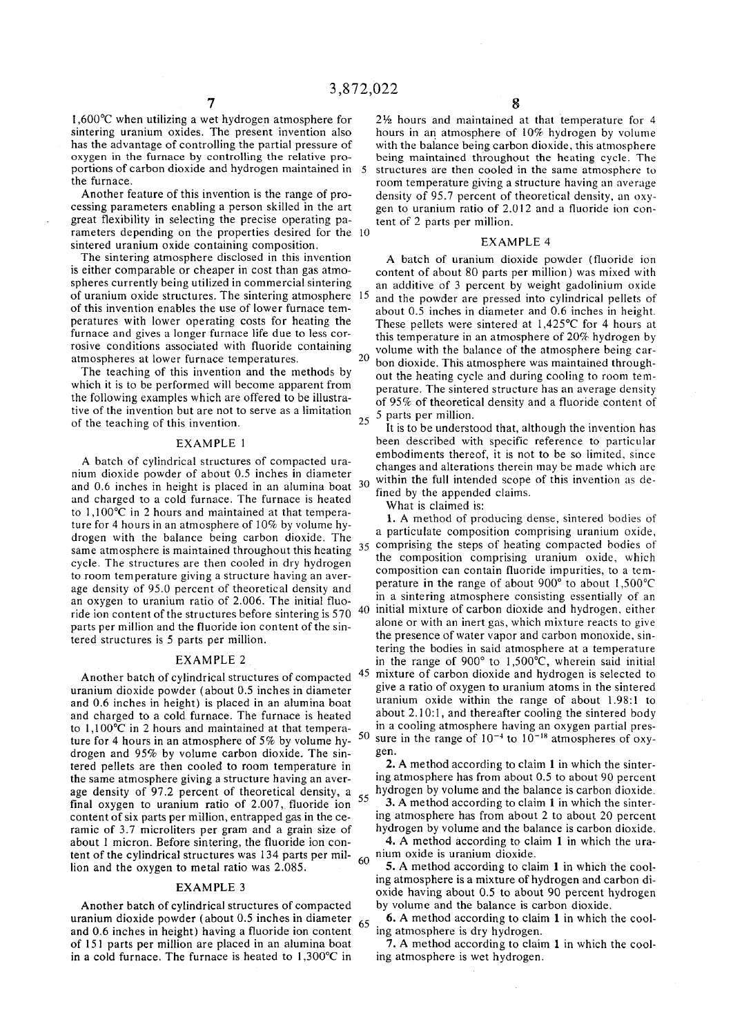1,600°C when utilizing a wet hydrogen atmosphere for sintering uranium oxides. The present invention also has the advantage of controlling the partial pressure of oxygen in the furnace by controlling the relative proportions of carbon dioxide and hydrogen maintained in the furnace.

Another feature of this invention is the range of processing parameters enabling a person skilled in the art great flexibility in selecting the precise operating parameters depending on the properties desired for the sintered uranium oxide containing composition.

The sintering atmosphere disclosed in this invention is either comparable or cheaper in cost than gas atmospheres currently being utilized in commercial sintering of uranium oxide structures. The sintering atmosphere of this invention enables the use of lower furnace temperatures with lower operating costs for heating the furnace and gives a longer furnace life due to less corrosive conditions associated with fluoride containing atmospheres at lower furnace temperatures.

The teaching of this invention and the methods by which it is to be performed will become apparent from the following examples which are offered to be illustrative of the invention but are not to serve as a limitation of the teaching of this invention.

## EXAMPLE 1

A batch of cylindrical structures of compacted uranium dioxide powder of about 0.5 inches in diameter and 0.6 inches in height is placed in an alumina boat and charged to a cold furnace. The furnace is heated to 1,100°C in 2 hours and maintained at that temperature for 4 hours in an atmosphere of 10% by volume hydrogen with the balance being carbon dioxide. The same atmosphere is maintained throughout this heating cycle. The structures are then cooled in dry hydrogen to room temperature giving a structure having an average density of 95.0 percent of theoretical density and an oxygen to uranium ratio of 2.006. The initial fluoride ion content of the structures before sintering is 570 parts per million and the fluoride ion content of the sintered structures is 5 parts per million.

## EXAMPLE 2

Another batch of cylindrical structures of compacted uranium dioxide powder (about 0.5 inches in diameter and 0.6 inches in height) is placed in an alumina boat and charged to a cold furnace. The furnace is heated to 1,100°C in 2 hours and maintained at that temperature for 4 hours in an atmosphere of 5% by volume hydrogen and 95% by volume carbon dioxide. The sintered pellets are then cooled to room temperature in the same atmosphere giving a structure having an average density of 97.2 percent of theoretical density, a final oxygen to uranium ratio of 2.007, fluoride ion content of six parts per million, entrapped gas in the ceramic of 3.7 microliters per gram and a grain size of about 1 micron. Before sintering, the fluoride ion content of the cylindrical structures was 134 parts per million and the oxygen to metal ratio was 2.085.

## EXAMPLE 3

Another batch of cylindrical structures of compacted uranium dioxide powder (about 0.5 inches in diameter and 0.6 inches in height) having a fluoride ion content of 151 parts per million are placed in an alumina boat in a cold furnace. The furnace is heated to 1,300°C in 2½ hours and maintained at that temperature for 4 hours in an atmosphere of 10% hydrogen by volume with the balance being carbon dioxide, this atmosphere being maintained throughout the heating cycle. The structures are then cooled in the same atmosphere to room temperature giving a structure having an average density of 95.7 percent of theoretical density, an oxygen to uranium ratio of 2.012 and a fluoride ion content of 2 parts per million.

## EXAMPLE 4

A batch of uranium dioxide powder (fluoride ion content of about 80 parts per million) was mixed with an additive of 3 percent by weight gadolinium oxide and the powder are pressed into cylindrical pellets of about 0.5 inches in diameter and 0.6 inches in height. These pellets were sintered at 1,425°C for 4 hours at this temperature in an atmosphere of 20% hydrogen by volume with the balance of the atmosphere being carbon dioxide. This atmosphere was maintained throughout the heating cycle and during cooling to room temperature. The sintered structure has an average density of 95% of theoretical density and a fluoride content of 5 parts per million.

It is to be understood that, although the invention has been described with specific reference to particular embodiments thereof, it is not to be so limited, since changes and alterations therein may be made which are within the full intended scope of this invention as defined by the appended claims.

What is claimed is:

**1.** A method of producing dense, sintered bodies of a particulate composition comprising uranium oxide, comprising the steps of heating compacted bodies of the composition comprising uranium oxide, which composition can contain fluoride impurities, to a temperature in the range of about 900° to about 1,500°C in a sintering atmosphere consisting essentially of an initial mixture of carbon dioxide and hydrogen, either alone or with an inert gas, which mixture reacts to give the presence of water vapor and carbon monoxide, sintering the bodies in said atmosphere at a temperature in the range of 900° to 1,500°C, wherein said initial mixture of carbon dioxide and hydrogen is selected to give a ratio of oxygen to uranium atoms in the sintered uranium oxide within the range of about 1.98:1 to about 2.10:1, and thereafter cooling the sintered body in a cooling atmosphere having an oxygen partial pressure in the range of $10^{-4}$ to $10^{-18}$ atmospheres of oxygen.

**2.** A method according to claim **1** in which the sintering atmosphere has from about 0.5 to about 90 percent hydrogen by volume and the balance is carbon dioxide.

**3.** A method according to claim **1** in which the sintering atmosphere has from about 2 to about 20 percent hydrogen by volume and the balance is carbon dioxide.

**4.** A method according to claim **1** in which the uranium oxide is uranium dioxide.

**5.** A method according to claim **1** in which the cooling atmosphere is a mixture of hydrogen and carbon dioxide having about 0.5 to about 90 percent hydrogen by volume and the balance is carbon dioxide.

**6.** A method according to claim **1** in which the cooling atmosphere is dry hydrogen.

**7.** A method according to claim **1** in which the cooling atmosphere is wet hydrogen.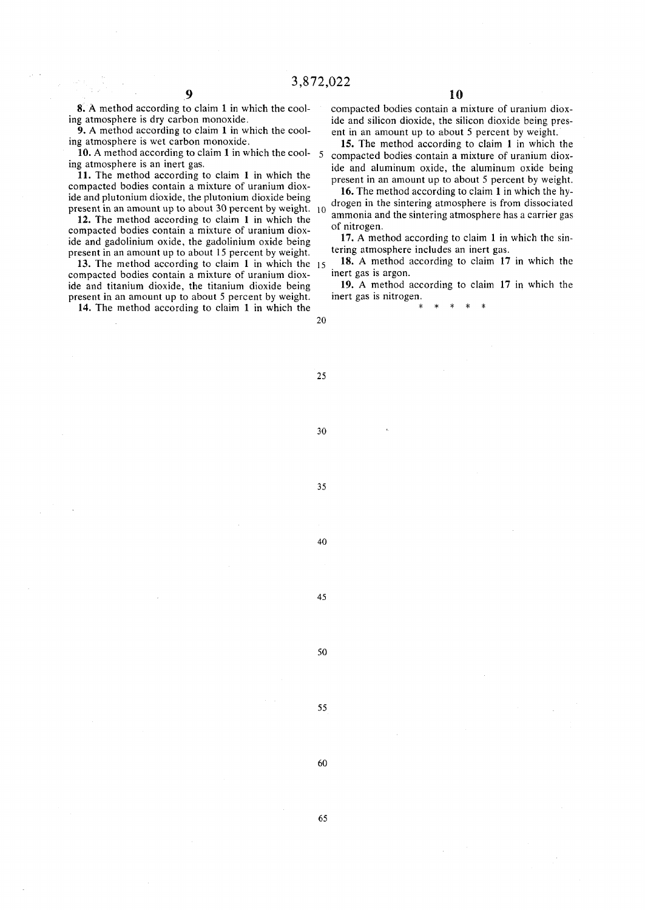**8.** A method according to claim 1 in which the cooling atmosphere is dry carbon monoxide.

**9.** A method according to claim 1 in which the cooling atmosphere is wet carbon monoxide.

**10.** A method according to claim 1 in which the cooling atmosphere is an inert gas.

**11.** The method according to claim 1 in which the compacted bodies contain a mixture of uranium dioxide and plutonium dioxide, the plutonium dioxide being present in an amount up to about 30 percent by weight.

**12.** The method according to claim 1 in which the compacted bodies contain a mixture of uranium dioxide and gadolinium oxide, the gadolinium oxide being present in an amount up to about 15 percent by weight.

**13.** The method according to claim 1 in which the compacted bodies contain a mixture of uranium dioxide and titanium dioxide, the titanium dioxide being present in an amount up to about 5 percent by weight.

**14.** The method according to claim 1 in which the compacted bodies contain a mixture of uranium dioxide and silicon dioxide, the silicon dioxide being present in an amount up to about 5 percent by weight.

**15.** The method according to claim 1 in which the compacted bodies contain a mixture of uranium dioxide and aluminum oxide, the aluminum oxide being present in an amount up to about 5 percent by weight.

**16.** The method according to claim 1 in which the hydrogen in the sintering atmosphere is from dissociated ammonia and the sintering atmosphere has a carrier gas of nitrogen.

**17.** A method according to claim 1 in which the sintering atmosphere includes an inert gas.

**18.** A method according to claim 17 in which the inert gas is argon.

**19.** A method according to claim 17 in which the inert gas is nitrogen.

* * * * *